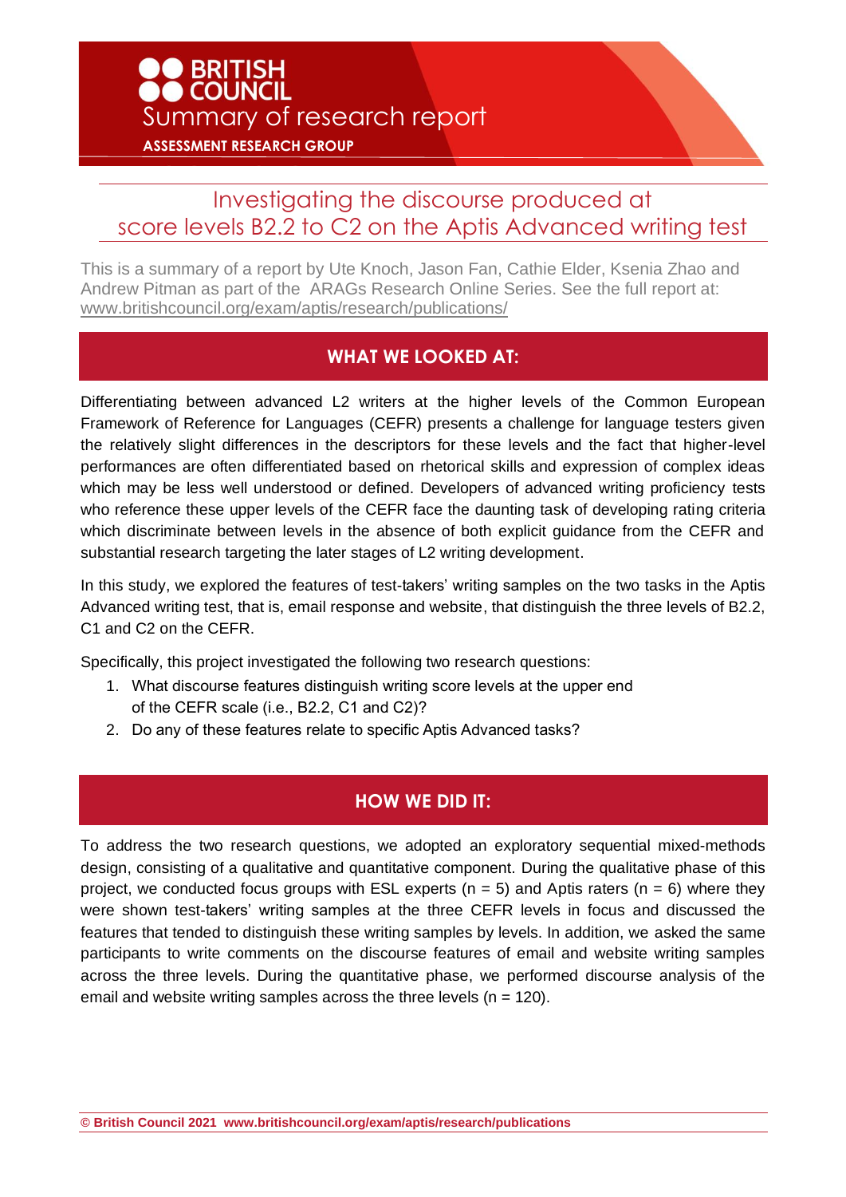**BRITISH COUNCIL**

Summary of research report

**ASSESSMENT RESEARCH GROUP**

# Investigating the discourse produced at score levels B2.2 to C2 on the Aptis Advanced writing test

This is a summary of a report by Ute Knoch, Jason Fan, Cathie Elder, Ksenia Zhao and Andrew Pitman as part of the ARAGs Research Online Series. See the full report at: www.britishcouncil.org/exam/aptis/research/publications/

## WHAT WE LOOKED AT:

Differentiating between advanced L2 writers at the higher levels of the Common European Framework of Reference for Languages (CEFR) presents a challenge for language testers given the relatively slight differences in the descriptors for these levels and the fact that higher-level performances are often differentiated based on rhetorical skills and expression of complex ideas which may be less well understood or defined. Developers of advanced writing proficiency tests who reference these upper levels of the CEFR face the daunting task of developing rating criteria which discriminate between levels in the absence of both explicit guidance from the CEFR and substantial research targeting the later stages of L2 writing development.

In this study, we explored the features of test-takers' writing samples on the two tasks in the Aptis Advanced writing test, that is, email response and website, that distinguish the three levels of B2.2, C1 and C2 on the CEFR.

Specifically, this project investigated the following two research questions:

1. What discourse features distinguish writing score levels at the upper end of the CEFR scale (i.e., B2.2, C1 and C2)?
2. Do any of these features relate to specific Aptis Advanced tasks?

## HOW WE DID IT:

To address the two research questions, we adopted an exploratory sequential mixed-methods design, consisting of a qualitative and quantitative component. During the qualitative phase of this project, we conducted focus groups with ESL experts (n = 5) and Aptis raters (n = 6) where they were shown test-takers' writing samples at the three CEFR levels in focus and discussed the features that tended to distinguish these writing samples by levels. In addition, we asked the same participants to write comments on the discourse features of email and website writing samples across the three levels. During the quantitative phase, we performed discourse analysis of the email and website writing samples across the three levels (n = 120).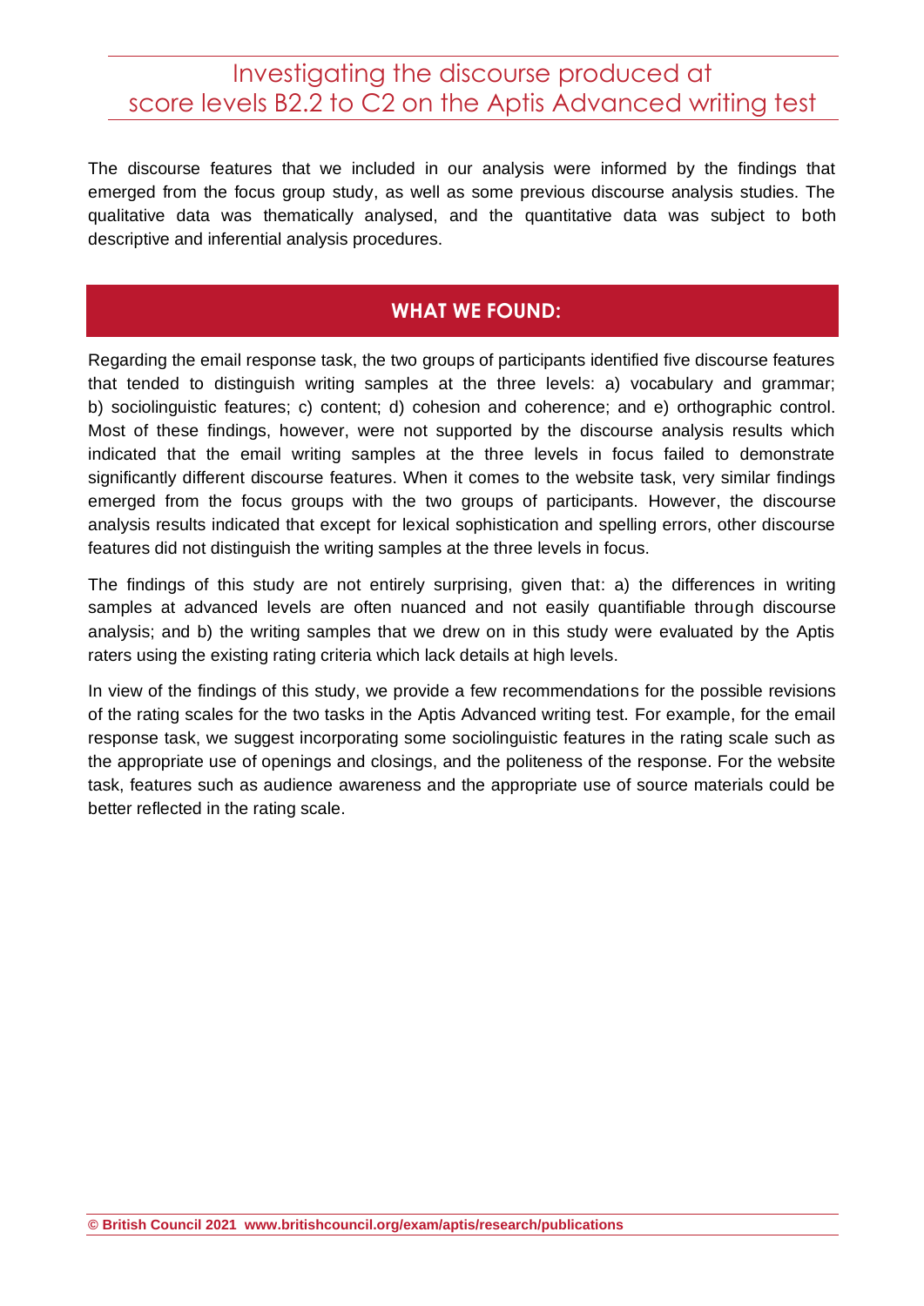The discourse features that we included in our analysis were informed by the findings that emerged from the focus group study, as well as some previous discourse analysis studies. The qualitative data was thematically analysed, and the quantitative data was subject to both descriptive and inferential analysis procedures.

## WHAT WE FOUND:

Regarding the email response task, the two groups of participants identified five discourse features that tended to distinguish writing samples at the three levels: a) vocabulary and grammar; b) sociolinguistic features; c) content; d) cohesion and coherence; and e) orthographic control. Most of these findings, however, were not supported by the discourse analysis results which indicated that the email writing samples at the three levels in focus failed to demonstrate significantly different discourse features. When it comes to the website task, very similar findings emerged from the focus groups with the two groups of participants. However, the discourse analysis results indicated that except for lexical sophistication and spelling errors, other discourse features did not distinguish the writing samples at the three levels in focus.

The findings of this study are not entirely surprising, given that: a) the differences in writing samples at advanced levels are often nuanced and not easily quantifiable through discourse analysis; and b) the writing samples that we drew on in this study were evaluated by the Aptis raters using the existing rating criteria which lack details at high levels.

In view of the findings of this study, we provide a few recommendations for the possible revisions of the rating scales for the two tasks in the Aptis Advanced writing test. For example, for the email response task, we suggest incorporating some sociolinguistic features in the rating scale such as the appropriate use of openings and closings, and the politeness of the response. For the website task, features such as audience awareness and the appropriate use of source materials could be better reflected in the rating scale.